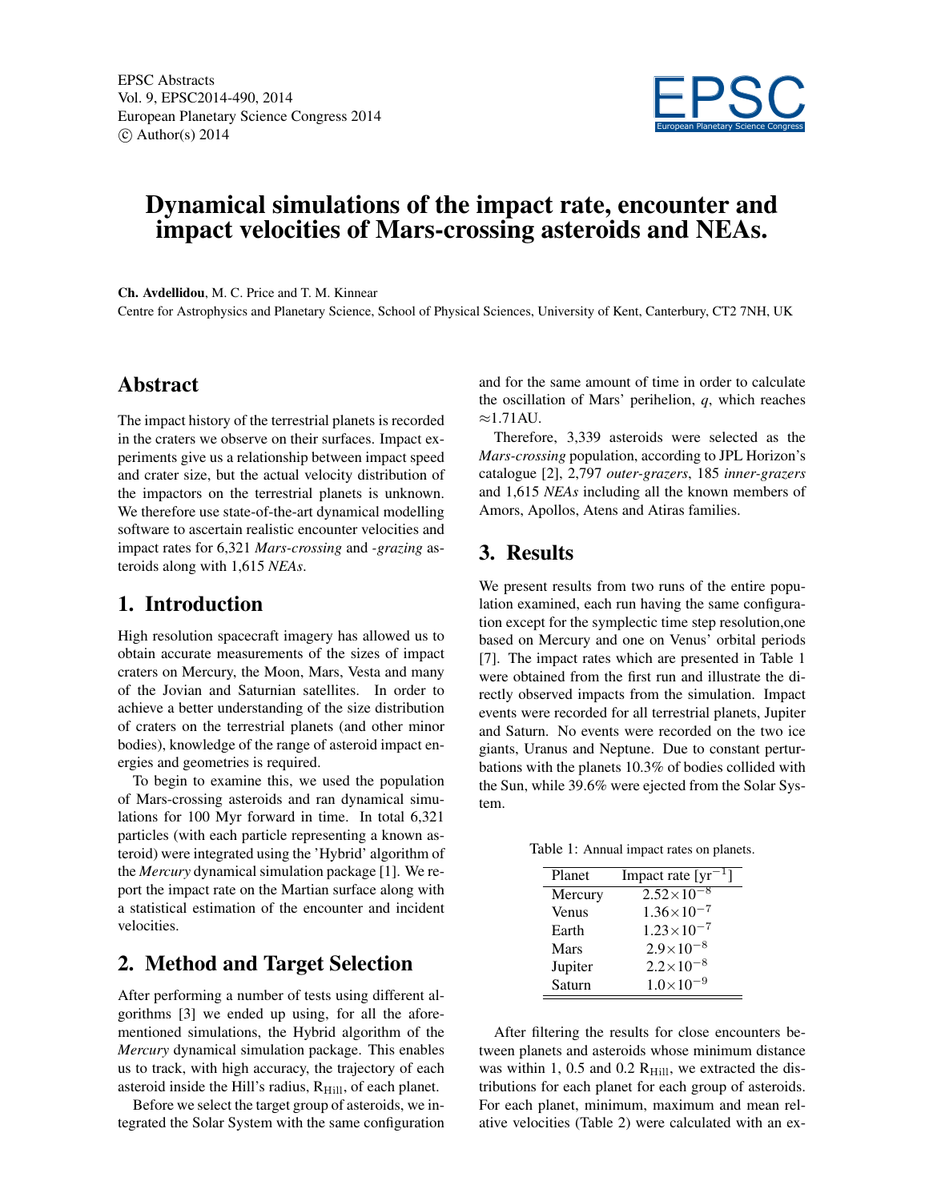# Dynamical simulations of the impact rate, encounter and impact velocities of Mars-crossing asteroids and NEAs.

**Ch. Avdellidou**, M. C. Price and T. M. Kinnear

Centre for Astrophysics and Planetary Science, School of Physical Sciences, University of Kent, Canterbury, CT2 7NH, UK

## Abstract

The impact history of the terrestrial planets is recorded in the craters we observe on their surfaces. Impact experiments give us a relationship between impact speed and crater size, but the actual velocity distribution of the impactors on the terrestrial planets is unknown. We therefore use state-of-the-art dynamical modelling software to ascertain realistic encounter velocities and impact rates for 6,321 *Mars-crossing* and *-grazing* asteroids along with 1,615 *NEAs*.

## 1. Introduction

High resolution spacecraft imagery has allowed us to obtain accurate measurements of the sizes of impact craters on Mercury, the Moon, Mars, Vesta and many of the Jovian and Saturnian satellites. In order to achieve a better understanding of the size distribution of craters on the terrestrial planets (and other minor bodies), knowledge of the range of asteroid impact energies and geometries is required.

To begin to examine this, we used the population of Mars-crossing asteroids and ran dynamical simulations for 100 Myr forward in time. In total 6,321 particles (with each particle representing a known asteroid) were integrated using the 'Hybrid' algorithm of the *Mercury* dynamical simulation package [1]. We report the impact rate on the Martian surface along with a statistical estimation of the encounter and incident velocities.

## 2. Method and Target Selection

After performing a number of tests using different algorithms [3] we ended up using, for all the aforementioned simulations, the Hybrid algorithm of the *Mercury* dynamical simulation package. This enables us to track, with high accuracy, the trajectory of each asteroid inside the Hill's radius, $R_{\mathrm{Hill}}$, of each planet.

Before we select the target group of asteroids, we integrated the Solar System with the same configuration and for the same amount of time in order to calculate the oscillation of Mars' perihelion, $q$, which reaches $\approx$1.71AU.

Therefore, 3,339 asteroids were selected as the *Mars-crossing* population, according to JPL Horizon's catalogue [2], 2,797 *outer-grazers*, 185 *inner-grazers* and 1,615 *NEAs* including all the known members of Amors, Apollos, Atens and Atiras families.

## 3. Results

We present results from two runs of the entire population examined, each run having the same configuration except for the symplectic time step resolution,one based on Mercury and one on Venus' orbital periods [7]. The impact rates which are presented in Table 1 were obtained from the first run and illustrate the directly observed impacts from the simulation. Impact events were recorded for all terrestrial planets, Jupiter and Saturn. No events were recorded on the two ice giants, Uranus and Neptune. Due to constant perturbations with the planets 10.3% of bodies collided with the Sun, while 39.6% were ejected from the Solar System.

Table 1: Annual impact rates on planets.

| Planet | Impact rate [$\mathrm{yr}^{-1}$] |
|---|---|
| Mercury | $2.52\times10^{-8}$ |
| Venus | $1.36\times10^{-7}$ |
| Earth | $1.23\times10^{-7}$ |
| Mars | $2.9\times10^{-8}$ |
| Jupiter | $2.2\times10^{-8}$ |
| Saturn | $1.0\times10^{-9}$ |

After filtering the results for close encounters between planets and asteroids whose minimum distance was within 1, 0.5 and 0.2 $R_{\mathrm{Hill}}$, we extracted the distributions for each planet for each group of asteroids. For each planet, minimum, maximum and mean relative velocities (Table 2) were calculated with an ex-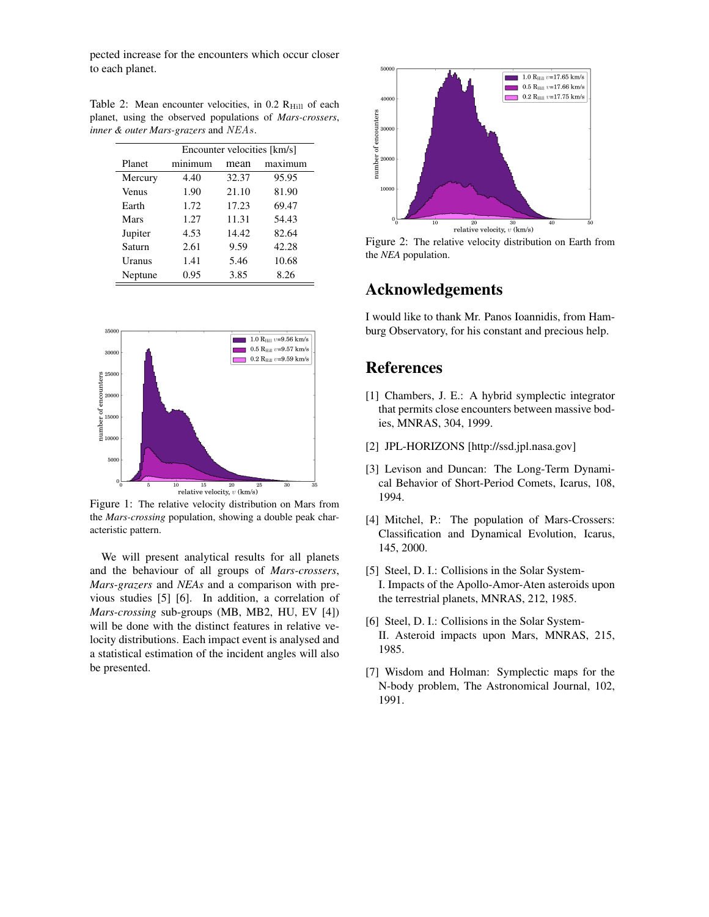pected increase for the encounters which occur closer to each planet.

Table 2: Mean encounter velocities, in 0.2 $R_{Hill}$ of each planet, using the observed populations of *Mars-crossers*, *inner & outer Mars-grazers* and *NEAs*.

| | Encounter velocities [km/s] | | |
|---|---|---|---|
| Planet | minimum | mean | maximum |
| Mercury | 4.40 | 32.37 | 95.95 |
| Venus | 1.90 | 21.10 | 81.90 |
| Earth | 1.72 | 17.23 | 69.47 |
| Mars | 1.27 | 11.31 | 54.43 |
| Jupiter | 4.53 | 14.42 | 82.64 |
| Saturn | 2.61 | 9.59 | 42.28 |
| Uranus | 1.41 | 5.46 | 10.68 |
| Neptune | 0.95 | 3.85 | 8.26 |

1.0 $R_{Hill}$ $v$=9.56 km/s
0.5 $R_{Hill}$ $v$=9.57 km/s
0.2 $R_{Hill}$ $v$=9.59 km/s
number of encounters
relative velocity, $v$ (km/s)

Figure 1: The relative velocity distribution on Mars from the *Mars-crossing* population, showing a double peak characteristic pattern.

We will present analytical results for all planets and the behaviour of all groups of *Mars-crossers*, *Mars-grazers* and *NEAs* and a comparison with previous studies [5] [6]. In addition, a correlation of *Mars-crossing* sub-groups (MB, MB2, HU, EV [4]) will be done with the distinct features in relative velocity distributions. Each impact event is analysed and a statistical estimation of the incident angles will also be presented.

1.0 $R_{Hill}$ $v$=17.65 km/s
0.5 $R_{Hill}$ $v$=17.66 km/s
0.2 $R_{Hill}$ $v$=17.75 km/s
number of encounters
relative velocity, $v$ (km/s)

Figure 2: The relative velocity distribution on Earth from the *NEA* population.

## Acknowledgements

I would like to thank Mr. Panos Ioannidis, from Hamburg Observatory, for his constant and precious help.

## References

[1] Chambers, J. E.: A hybrid symplectic integrator that permits close encounters between massive bodies, MNRAS, 304, 1999.

[2] JPL-HORIZONS [http://ssd.jpl.nasa.gov]

[3] Levison and Duncan: The Long-Term Dynamical Behavior of Short-Period Comets, Icarus, 108, 1994.

[4] Mitchel, P.: The population of Mars-Crossers: Classification and Dynamical Evolution, Icarus, 145, 2000.

[5] Steel, D. I.: Collisions in the Solar System-I. Impacts of the Apollo-Amor-Aten asteroids upon the terrestrial planets, MNRAS, 212, 1985.

[6] Steel, D. I.: Collisions in the Solar System-II. Asteroid impacts upon Mars, MNRAS, 215, 1985.

[7] Wisdom and Holman: Symplectic maps for the N-body problem, The Astronomical Journal, 102, 1991.